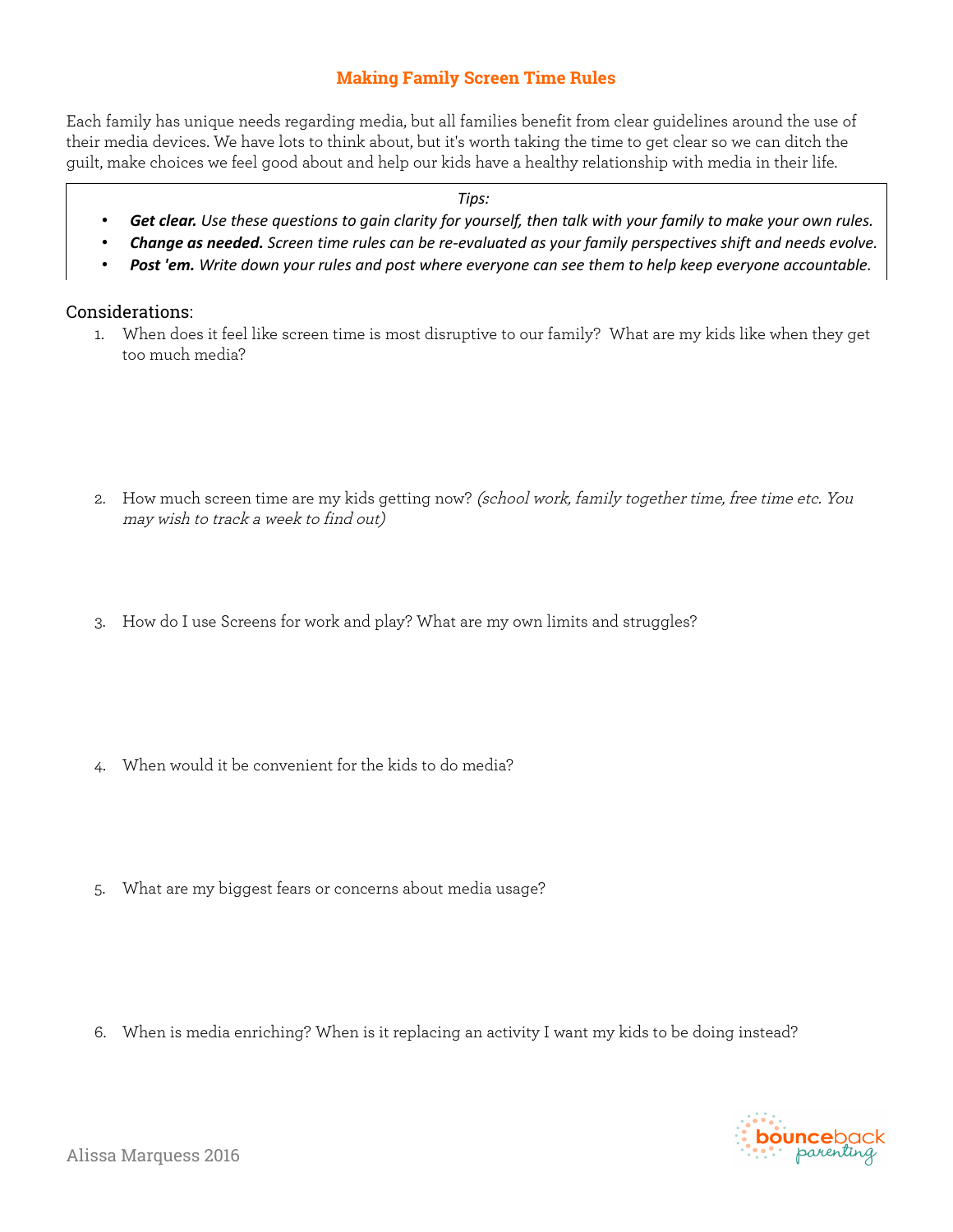# Making Family Screen Time Rules

Each family has unique needs regarding media, but all families benefit from clear guidelines around the use of their media devices. We have lots to think about, but it's worth taking the time to get clear so we can ditch the guilt, make choices we feel good about and help our kids have a healthy relationship with media in their life.

*Tips:*

- ***Get clear.*** *Use these questions to gain clarity for yourself, then talk with your family to make your own rules.*
- ***Change as needed.*** *Screen time rules can be re-evaluated as your family perspectives shift and needs evolve.*
- ***Post 'em.*** *Write down your rules and post where everyone can see them to help keep everyone accountable.*

## Considerations:

1. When does it feel like screen time is most disruptive to our family? What are my kids like when they get too much media?

2. How much screen time are my kids getting now? *(school work, family together time, free time etc. You may wish to track a week to find out)*

3. How do I use Screens for work and play? What are my own limits and struggles?

4. When would it be convenient for the kids to do media?

5. What are my biggest fears or concerns about media usage?

6. When is media enriching? When is it replacing an activity I want my kids to be doing instead?

Alissa Marquess 2016

bounceback parenting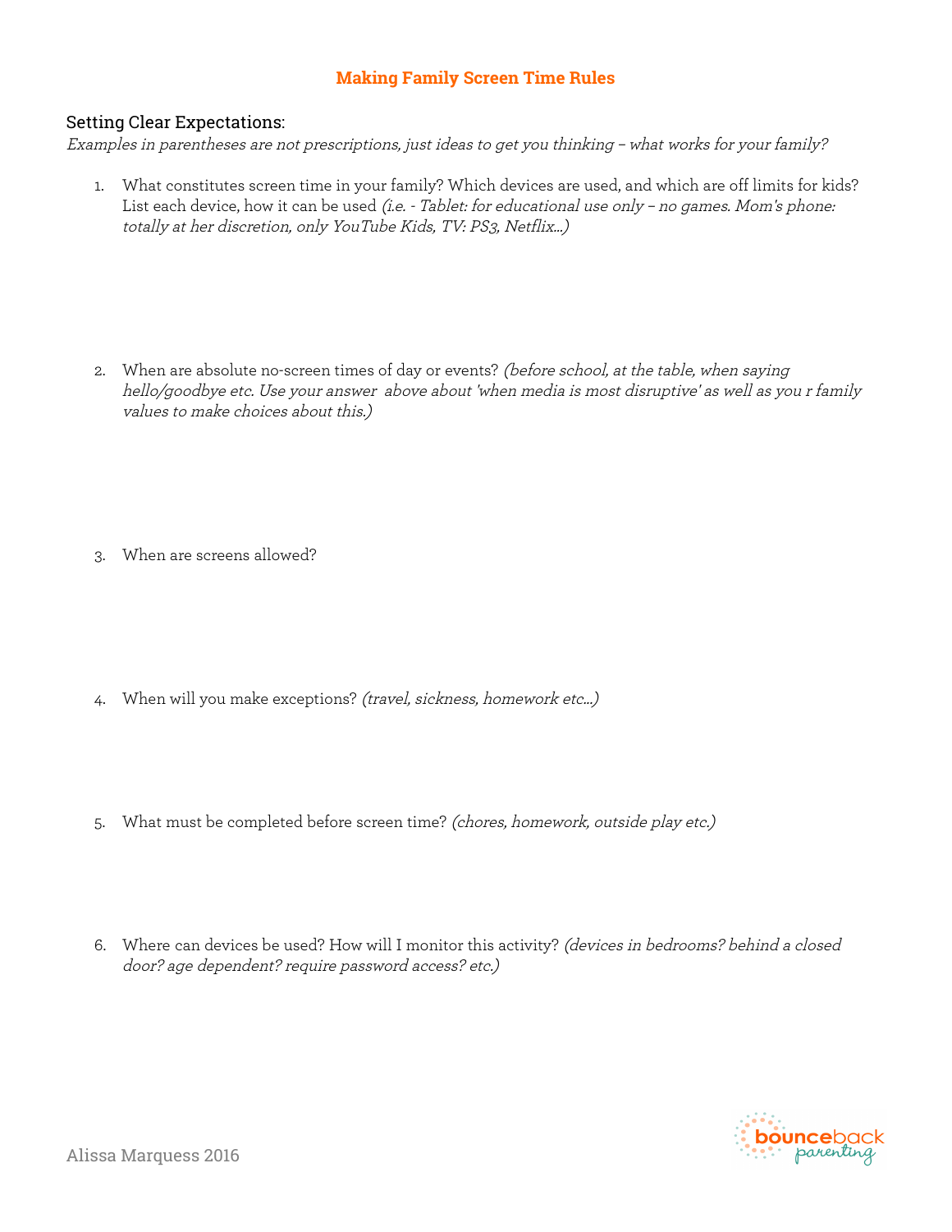## Making Family Screen Time Rules

### Setting Clear Expectations:

*Examples in parentheses are not prescriptions, just ideas to get you thinking – what works for your family?*

1. What constitutes screen time in your family? Which devices are used, and which are off limits for kids? List each device, how it can be used *(i.e. - Tablet: for educational use only – no games. Mom's phone: totally at her discretion, only YouTube Kids, TV: PS3, Netflix...)*

2. When are absolute no-screen times of day or events? *(before school, at the table, when saying hello/goodbye etc. Use your answer above about 'when media is most disruptive' as well as you r family values to make choices about this.)*

3. When are screens allowed?

4. When will you make exceptions? *(travel, sickness, homework etc...)*

5. What must be completed before screen time? *(chores, homework, outside play etc.)*

6. Where can devices be used? How will I monitor this activity? *(devices in bedrooms? behind a closed door? age dependent? require password access? etc.)*

Alissa Marquess 2016

bounceback parenting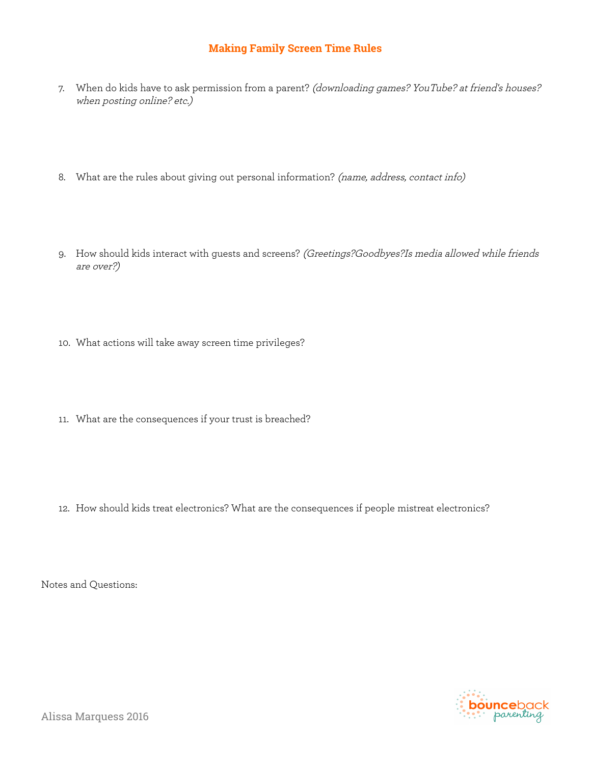## Making Family Screen Time Rules

7. When do kids have to ask permission from a parent? *(downloading games? YouTube? at friend's houses? when posting online? etc.)*

8. What are the rules about giving out personal information? *(name, address, contact info)*

9. How should kids interact with guests and screens? *(Greetings?Goodbyes?Is media allowed while friends are over?)*

10. What actions will take away screen time privileges?

11. What are the consequences if your trust is breached?

12. How should kids treat electronics? What are the consequences if people mistreat electronics?

Notes and Questions:

Alissa Marquess 2016